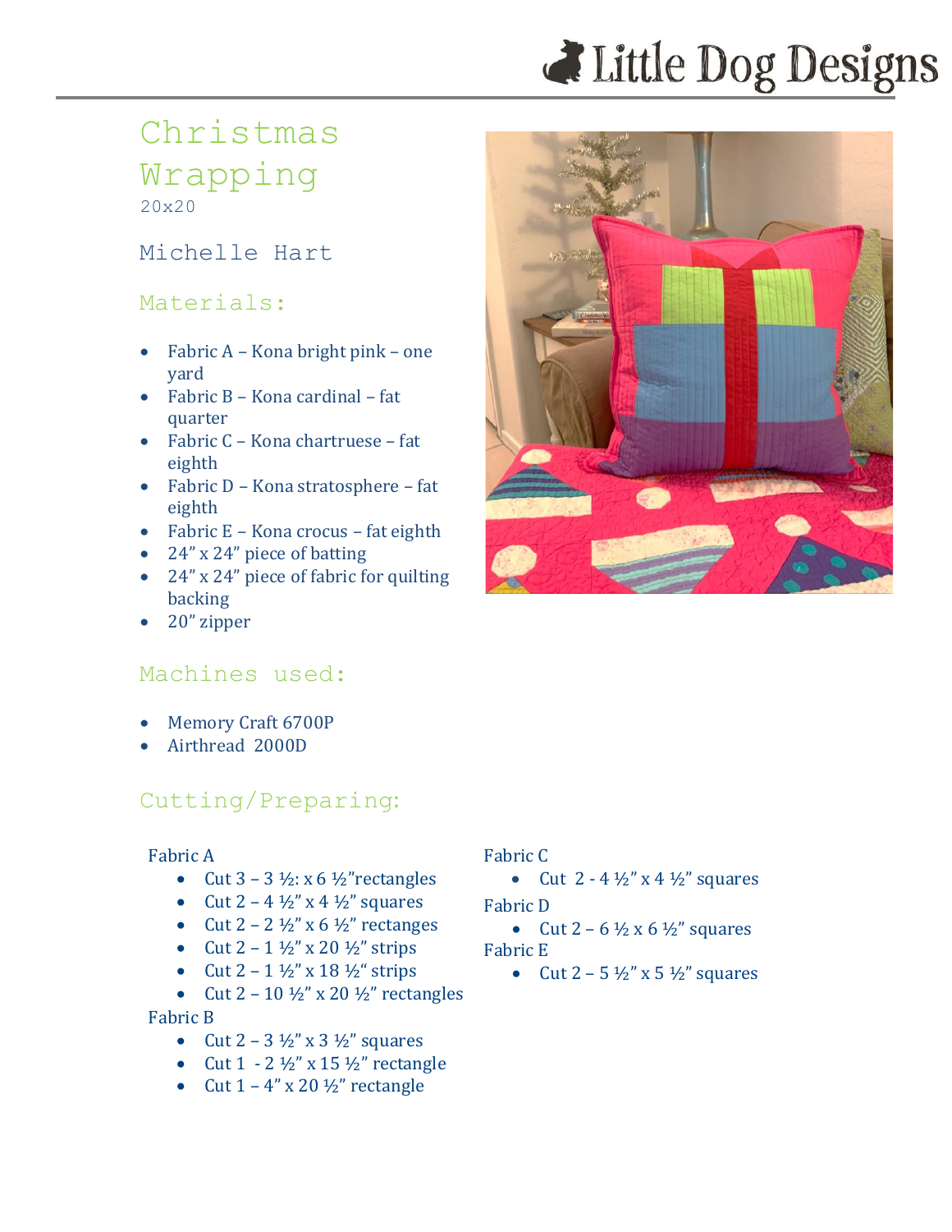Little Dog Designs

# Christmas Wrapping

20x20

Michelle Hart

## Materials:

- Fabric A – Kona bright pink – one yard
- Fabric B – Kona cardinal – fat quarter
- Fabric C – Kona chartruese – fat eighth
- Fabric D – Kona stratosphere – fat eighth
- Fabric E – Kona crocus – fat eighth
- 24" x 24" piece of batting
- 24" x 24" piece of fabric for quilting backing
- 20" zipper

## Machines used:

- Memory Craft 6700P
- Airthread 2000D

## Cutting/Preparing:

Fabric A

- Cut 3 – 3 ½: x 6 ½"rectangles
- Cut 2 – 4 ½" x 4 ½" squares
- Cut 2 – 2 ½" x 6 ½" rectanges
- Cut 2 – 1 ½" x 20 ½" strips
- Cut 2 – 1 ½" x 18 ½" strips
- Cut 2 – 10 ½" x 20 ½" rectangles

Fabric B

- Cut 2 – 3 ½" x 3 ½" squares
- Cut 1 - 2 ½" x 15 ½" rectangle
- Cut 1 – 4" x 20 ½" rectangle

Fabric C

- Cut 2 - 4 ½" x 4 ½" squares

Fabric D

- Cut 2 – 6 ½ x 6 ½" squares

Fabric E

- Cut 2 – 5 ½" x 5 ½" squares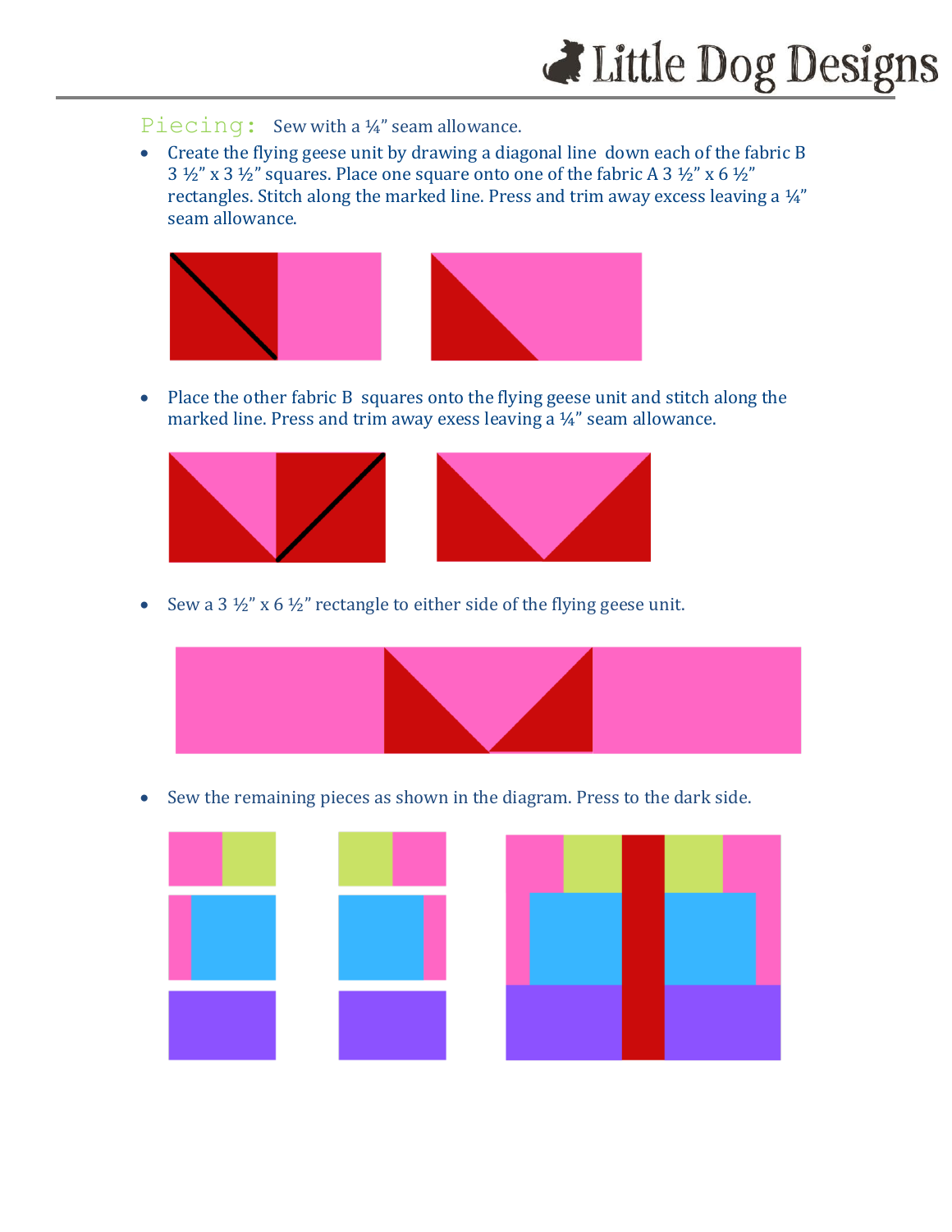**Piecing:** Sew with a ¼" seam allowance.

- Create the flying geese unit by drawing a diagonal line down each of the fabric B 3 ½" x 3 ½" squares. Place one square onto one of the fabric A 3 ½" x 6 ½" rectangles. Stitch along the marked line. Press and trim away excess leaving a ¼" seam allowance.

- Place the other fabric B squares onto the flying geese unit and stitch along the marked line. Press and trim away exess leaving a ¼" seam allowance.

- Sew a 3 ½" x 6 ½" rectangle to either side of the flying geese unit.

- Sew the remaining pieces as shown in the diagram. Press to the dark side.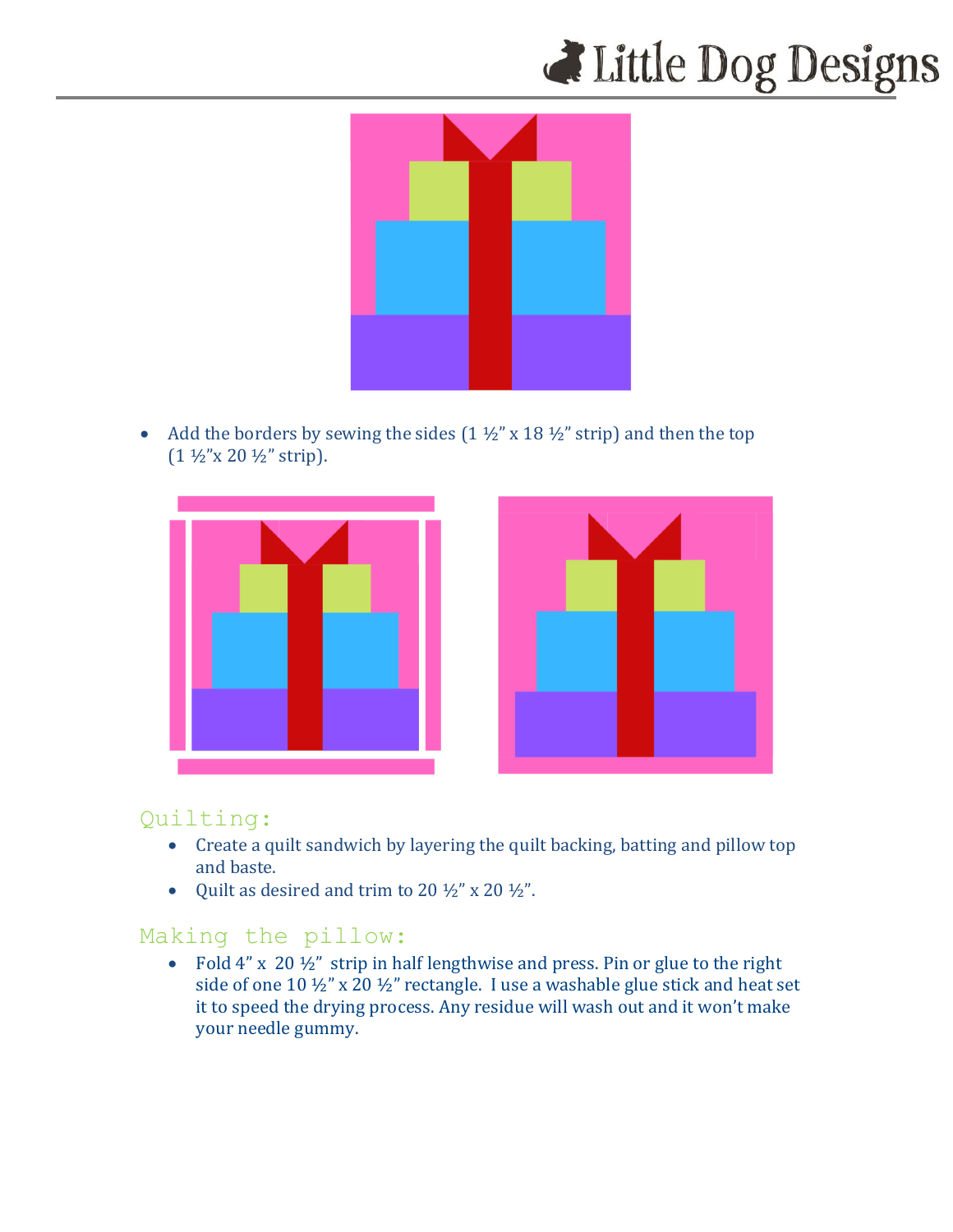- Add the borders by sewing the sides (1 ½" x 18 ½" strip) and then the top (1 ½"x 20 ½" strip).

## Quilting:

- Create a quilt sandwich by layering the quilt backing, batting and pillow top and baste.
- Quilt as desired and trim to 20 ½" x 20 ½".

## Making the pillow:

- Fold 4" x 20 ½" strip in half lengthwise and press. Pin or glue to the right side of one 10 ½" x 20 ½" rectangle. I use a washable glue stick and heat set it to speed the drying process. Any residue will wash out and it won't make your needle gummy.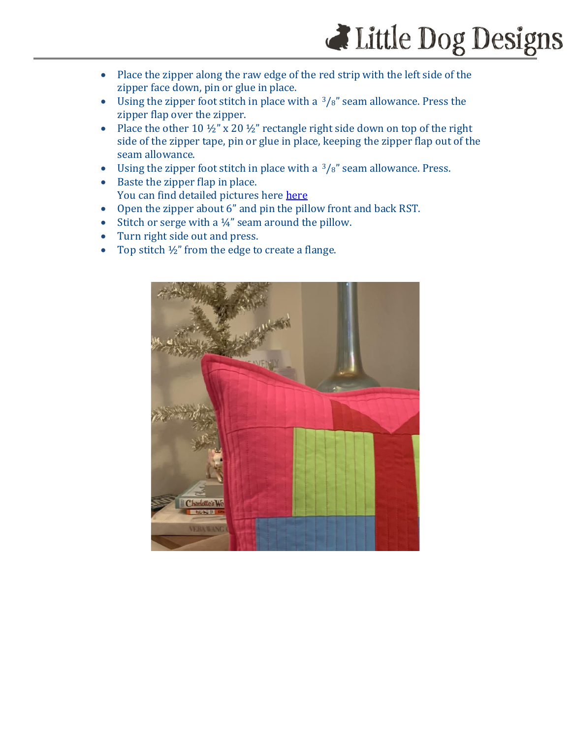- Place the zipper along the raw edge of the red strip with the left side of the zipper face down, pin or glue in place.
- Using the zipper foot stitch in place with a 3/8" seam allowance. Press the zipper flap over the zipper.
- Place the other 10 ½" x 20 ½" rectangle right side down on top of the right side of the zipper tape, pin or glue in place, keeping the zipper flap out of the seam allowance.
- Using the zipper foot stitch in place with a 3/8" seam allowance. Press.
- Baste the zipper flap in place.
  You can find detailed pictures here here
- Open the zipper about 6" and pin the pillow front and back RST.
- Stitch or serge with a ¼" seam around the pillow.
- Turn right side out and press.
- Top stitch ½" from the edge to create a flange.